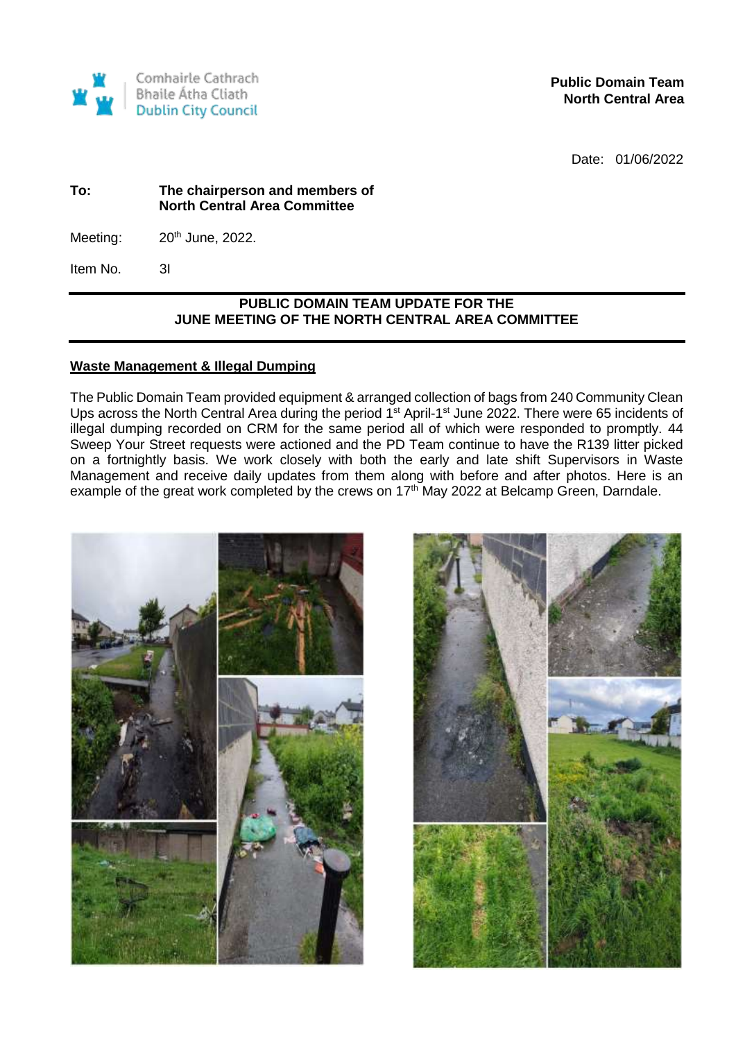Comhairle Cathrach
Bhaile Átha Cliath
Dublin City Council

**Public Domain Team**
**North Central Area**

Date: 01/06/2022

**To:** **The chairperson and members of North Central Area Committee**

Meeting: 20th June, 2022.

Item No. 3I

## PUBLIC DOMAIN TEAM UPDATE FOR THE JUNE MEETING OF THE NORTH CENTRAL AREA COMMITTEE

### Waste Management & Illegal Dumping

The Public Domain Team provided equipment & arranged collection of bags from 240 Community Clean Ups across the North Central Area during the period 1st April-1st June 2022. There were 65 incidents of illegal dumping recorded on CRM for the same period all of which were responded to promptly. 44 Sweep Your Street requests were actioned and the PD Team continue to have the R139 litter picked on a fortnightly basis. We work closely with both the early and late shift Supervisors in Waste Management and receive daily updates from them along with before and after photos. Here is an example of the great work completed by the crews on 17th May 2022 at Belcamp Green, Darndale.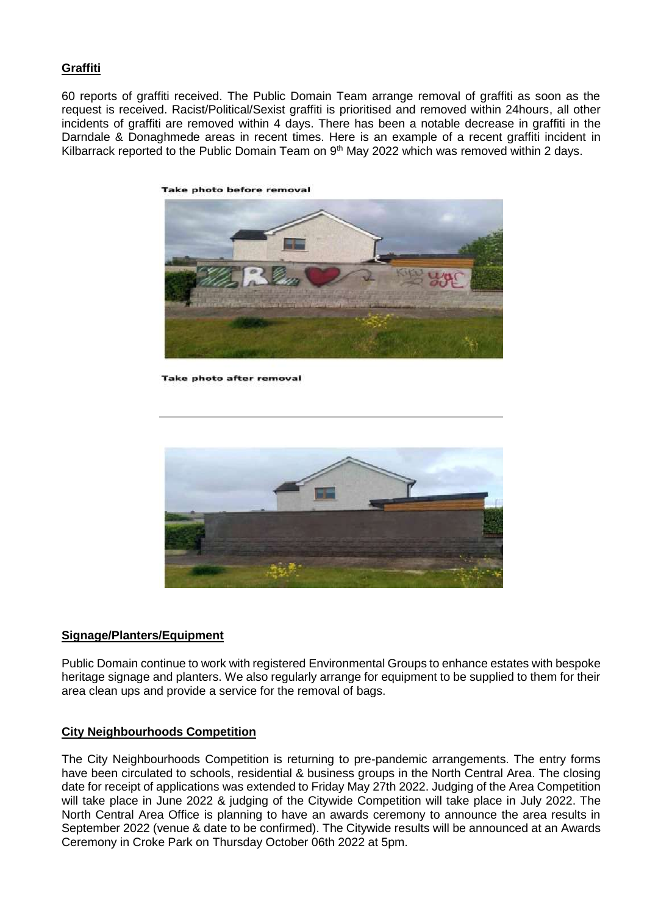## **Graffiti**

60 reports of graffiti received. The Public Domain Team arrange removal of graffiti as soon as the request is received. Racist/Political/Sexist graffiti is prioritised and removed within 24hours, all other incidents of graffiti are removed within 4 days. There has been a notable decrease in graffiti in the Darndale & Donaghmede areas in recent times. Here is an example of a recent graffiti incident in Kilbarrack reported to the Public Domain Team on 9th May 2022 which was removed within 2 days.

**Take photo before removal**

**Take photo after removal**

## **Signage/Planters/Equipment**

Public Domain continue to work with registered Environmental Groups to enhance estates with bespoke heritage signage and planters. We also regularly arrange for equipment to be supplied to them for their area clean ups and provide a service for the removal of bags.

## **City Neighbourhoods Competition**

The City Neighbourhoods Competition is returning to pre-pandemic arrangements. The entry forms have been circulated to schools, residential & business groups in the North Central Area. The closing date for receipt of applications was extended to Friday May 27th 2022. Judging of the Area Competition will take place in June 2022 & judging of the Citywide Competition will take place in July 2022. The North Central Area Office is planning to have an awards ceremony to announce the area results in September 2022 (venue & date to be confirmed). The Citywide results will be announced at an Awards Ceremony in Croke Park on Thursday October 06th 2022 at 5pm.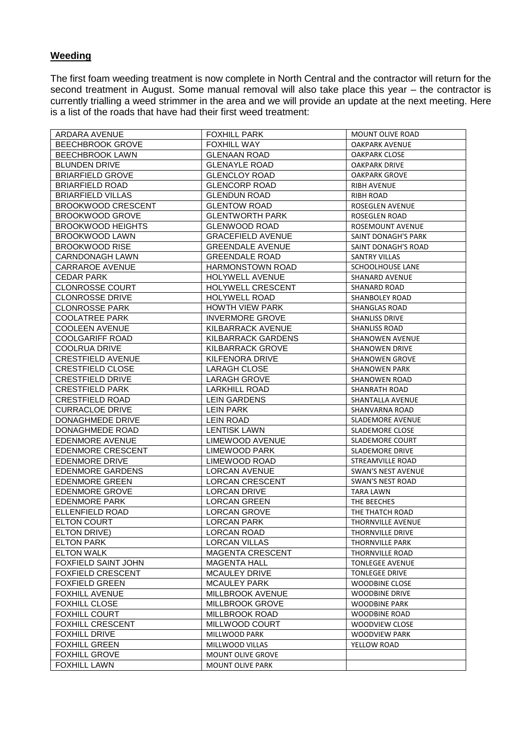## **Weeding**

The first foam weeding treatment is now complete in North Central and the contractor will return for the second treatment in August. Some manual removal will also take place this year – the contractor is currently trialling a weed strimmer in the area and we will provide an update at the next meeting. Here is a list of the roads that have had their first weed treatment:

| | | |
|---|---|---|
| ARDARA AVENUE | FOXHILL PARK | MOUNT OLIVE ROAD |
| BEECHBROOK GROVE | FOXHILL WAY | OAKPARK AVENUE |
| BEECHBROOK LAWN | GLENAAN ROAD | OAKPARK CLOSE |
| BLUNDEN DRIVE | GLENAYLE ROAD | OAKPARK DRIVE |
| BRIARFIELD GROVE | GLENCLOY ROAD | OAKPARK GROVE |
| BRIARFIELD ROAD | GLENCORP ROAD | RIBH AVENUE |
| BRIARFIELD VILLAS | GLENDUN ROAD | RIBH ROAD |
| BROOKWOOD CRESCENT | GLENTOW ROAD | ROSEGLEN AVENUE |
| BROOKWOOD GROVE | GLENTWORTH PARK | ROSEGLEN ROAD |
| BROOKWOOD HEIGHTS | GLENWOOD ROAD | ROSEMOUNT AVENUE |
| BROOKWOOD LAWN | GRACEFIELD AVENUE | SAINT DONAGH'S PARK |
| BROOKWOOD RISE | GREENDALE AVENUE | SAINT DONAGH'S ROAD |
| CARNDONAGH LAWN | GREENDALE ROAD | SANTRY VILLAS |
| CARRAROE AVENUE | HARMONSTOWN ROAD | SCHOOLHOUSE LANE |
| CEDAR PARK | HOLYWELL AVENUE | SHANARD AVENUE |
| CLONROSSE COURT | HOLYWELL CRESCENT | SHANARD ROAD |
| CLONROSSE DRIVE | HOLYWELL ROAD | SHANBOLEY ROAD |
| CLONROSSE PARK | HOWTH VIEW PARK | SHANGLAS ROAD |
| COOLATREE PARK | INVERMORE GROVE | SHANLISS DRIVE |
| COOLEEN AVENUE | KILBARRACK AVENUE | SHANLISS ROAD |
| COOLGARIFF ROAD | KILBARRACK GARDENS | SHANOWEN AVENUE |
| COOLRUA DRIVE | KILBARRACK GROVE | SHANOWEN DRIVE |
| CRESTFIELD AVENUE | KILFENORA DRIVE | SHANOWEN GROVE |
| CRESTFIELD CLOSE | LARAGH CLOSE | SHANOWEN PARK |
| CRESTFIELD DRIVE | LARAGH GROVE | SHANOWEN ROAD |
| CRESTFIELD PARK | LARKHILL ROAD | SHANRATH ROAD |
| CRESTFIELD ROAD | LEIN GARDENS | SHANTALLA AVENUE |
| CURRACLOE DRIVE | LEIN PARK | SHANVARNA ROAD |
| DONAGHMEDE DRIVE | LEIN ROAD | SLADEMORE AVENUE |
| DONAGHMEDE ROAD | LENTISK LAWN | SLADEMORE CLOSE |
| EDENMORE AVENUE | LIMEWOOD AVENUE | SLADEMORE COURT |
| EDENMORE CRESCENT | LIMEWOOD PARK | SLADEMORE DRIVE |
| EDENMORE DRIVE | LIMEWOOD ROAD | STREAMVILLE ROAD |
| EDENMORE GARDENS | LORCAN AVENUE | SWAN'S NEST AVENUE |
| EDENMORE GREEN | LORCAN CRESCENT | SWAN'S NEST ROAD |
| EDENMORE GROVE | LORCAN DRIVE | TARA LAWN |
| EDENMORE PARK | LORCAN GREEN | THE BEECHES |
| ELLENFIELD ROAD | LORCAN GROVE | THE THATCH ROAD |
| ELTON COURT | LORCAN PARK | THORNVILLE AVENUE |
| ELTON DRIVE) | LORCAN ROAD | THORNVILLE DRIVE |
| ELTON PARK | LORCAN VILLAS | THORNVILLE PARK |
| ELTON WALK | MAGENTA CRESCENT | THORNVILLE ROAD |
| FOXFIELD SAINT JOHN | MAGENTA HALL | TONLEGEE AVENUE |
| FOXFIELD CRESCENT | MCAULEY DRIVE | TONLEGEE DRIVE |
| FOXFIELD GREEN | MCAULEY PARK | WOODBINE CLOSE |
| FOXHILL AVENUE | MILLBROOK AVENUE | WOODBINE DRIVE |
| FOXHILL CLOSE | MILLBROOK GROVE | WOODBINE PARK |
| FOXHILL COURT | MILLBROOK ROAD | WOODBINE ROAD |
| FOXHILL CRESCENT | MILLWOOD COURT | WOODVIEW CLOSE |
| FOXHILL DRIVE | MILLWOOD PARK | WOODVIEW PARK |
| FOXHILL GREEN | MILLWOOD VILLAS | YELLOW ROAD |
| FOXHILL GROVE | MOUNT OLIVE GROVE | |
| FOXHILL LAWN | MOUNT OLIVE PARK | |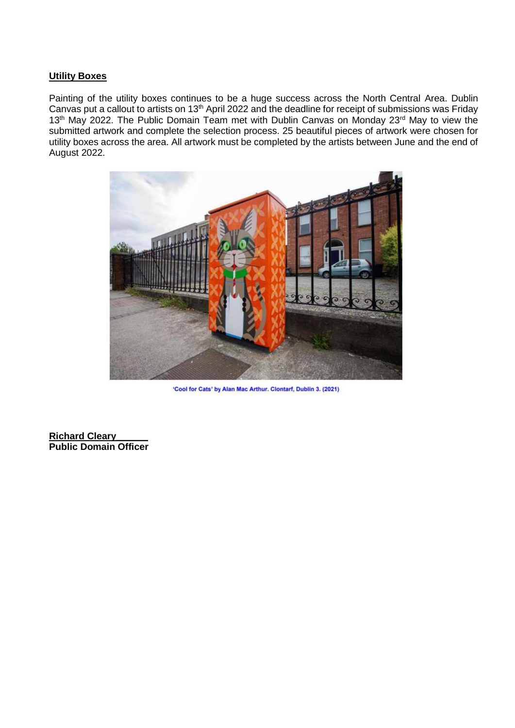## Utility Boxes

Painting of the utility boxes continues to be a huge success across the North Central Area. Dublin Canvas put a callout to artists on 13th April 2022 and the deadline for receipt of submissions was Friday 13th May 2022. The Public Domain Team met with Dublin Canvas on Monday 23rd May to view the submitted artwork and complete the selection process. 25 beautiful pieces of artwork were chosen for utility boxes across the area. All artwork must be completed by the artists between June and the end of August 2022.

'Cool for Cats' by Alan Mac Arthur. Clontarf, Dublin 3. (2021)

**Richard Cleary**
**Public Domain Officer**